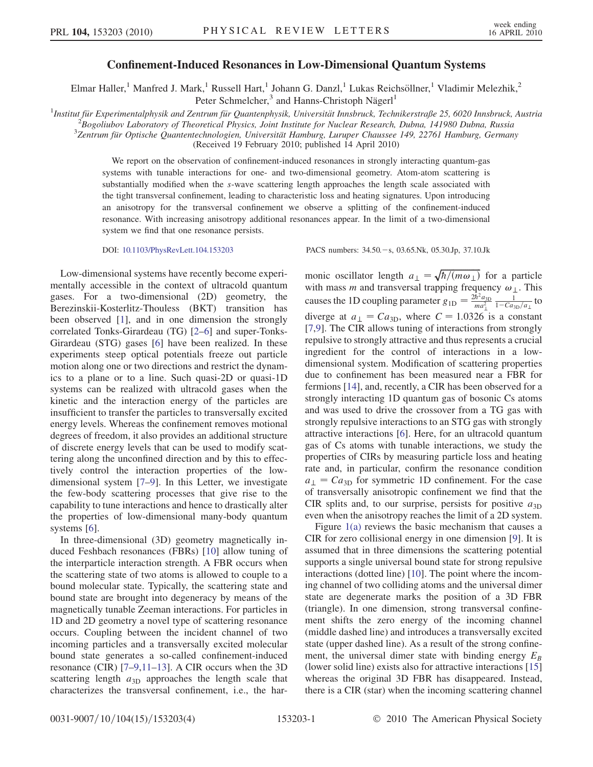# Confinement-Induced Resonances in Low-Dimensional Quantum Systems

Elmar Haller,[1] Manfred J. Mark,[1] Russell Hart,[1] Johann G. Danzl,[1] Lukas Reichsöllner,[1] Vladimir Melezhik,[2] Peter Schmelcher,[3] and Hanns-Christoph Nägerl[1]

[1]*Institut für Experimentalphysik and Zentrum für Quantenphysik, Universität Innsbruck, Technikerstraße 25, 6020 Innsbruck, Austria*
[2]*Bogoliubov Laboratory of Theoretical Physics, Joint Institute for Nuclear Research, Dubna, 141980 Dubna, Russia*
[3]*Zentrum für Optische Quantentechnologien, Universität Hamburg, Luruper Chaussee 149, 22761 Hamburg, Germany*

(Received 19 February 2010; published 14 April 2010)

We report on the observation of confinement-induced resonances in strongly interacting quantum-gas systems with tunable interactions for one- and two-dimensional geometry. Atom-atom scattering is substantially modified when the *s*-wave scattering length approaches the length scale associated with the tight transversal confinement, leading to characteristic loss and heating signatures. Upon introducing an anisotropy for the transversal confinement we observe a splitting of the confinement-induced resonance. With increasing anisotropy additional resonances appear. In the limit of a two-dimensional system we find that one resonance persists.

DOI: 10.1103/PhysRevLett.104.153203 PACS numbers: 34.50.−s, 03.65.Nk, 05.30.Jp, 37.10.Jk

Low-dimensional systems have recently become experimentally accessible in the context of ultracold quantum gases. For a two-dimensional (2D) geometry, the Berezinskii-Kosterlitz-Thouless (BKT) transition has been observed [1], and in one dimension the strongly correlated Tonks-Girardeau (TG) [2–6] and super-Tonks-Girardeau (STG) gases [6] have been realized. In these experiments steep optical potentials freeze out particle motion along one or two directions and restrict the dynamics to a plane or to a line. Such quasi-2D or quasi-1D systems can be realized with ultracold gases when the kinetic and the interaction energy of the particles are insufficient to transfer the particles to transversally excited energy levels. Whereas the confinement removes motional degrees of freedom, it also provides an additional structure of discrete energy levels that can be used to modify scattering along the unconfined direction and by this to effectively control the interaction properties of the low-dimensional system [7–9]. In this Letter, we investigate the few-body scattering processes that give rise to the capability to tune interactions and hence to drastically alter the properties of low-dimensional many-body quantum systems [6].

In three-dimensional (3D) geometry magnetically induced Feshbach resonances (FBRs) [10] allow tuning of the interparticle interaction strength. A FBR occurs when the scattering state of two atoms is allowed to couple to a bound molecular state. Typically, the scattering state and bound state are brought into degeneracy by means of the magnetically tunable Zeeman interactions. For particles in 1D and 2D geometry a novel type of scattering resonance occurs. Coupling between the incident channel of two incoming particles and a transversally excited molecular bound state generates a so-called confinement-induced resonance (CIR) [7–9,11–13]. A CIR occurs when the 3D scattering length $a_{3D}$ approaches the length scale that characterizes the transversal confinement, i.e., the harmonic oscillator length $a_\perp = \sqrt{\hbar/(m\omega_\perp)}$ for a particle with mass $m$ and transversal trapping frequency $\omega_\perp$. This causes the 1D coupling parameter $g_{1D} = \frac{2\hbar^2 a_{3D}}{m a_\perp^2} \frac{1}{1 - C a_{3D}/a_\perp}$ to diverge at $a_\perp = C a_{3D}$, where $C = 1.0326$ is a constant [7,9]. The CIR allows tuning of interactions from strongly repulsive to strongly attractive and thus represents a crucial ingredient for the control of interactions in a low-dimensional system. Modification of scattering properties due to confinement has been measured near a FBR for fermions [14], and, recently, a CIR has been observed for a strongly interacting 1D quantum gas of bosonic Cs atoms and was used to drive the crossover from a TG gas with strongly repulsive interactions to an STG gas with strongly attractive interactions [6]. Here, for an ultracold quantum gas of Cs atoms with tunable interactions, we study the properties of CIRs by measuring particle loss and heating rate and, in particular, confirm the resonance condition $a_\perp = C a_{3D}$ for symmetric 1D confinement. For the case of transversally anisotropic confinement we find that the CIR splits and, to our surprise, persists for positive $a_{3D}$ even when the anisotropy reaches the limit of a 2D system.

Figure 1(a) reviews the basic mechanism that causes a CIR for zero collisional energy in one dimension [9]. It is assumed that in three dimensions the scattering potential supports a single universal bound state for strong repulsive interactions (dotted line) [10]. The point where the incoming channel of two colliding atoms and the universal dimer state are degenerate marks the position of a 3D FBR (triangle). In one dimension, strong transversal confinement shifts the zero energy of the incoming channel (middle dashed line) and introduces a transversally excited state (upper dashed line). As a result of the strong confinement, the universal dimer state with binding energy $E_B$ (lower solid line) exists also for attractive interactions [15] whereas the original 3D FBR has disappeared. Instead, there is a CIR (star) when the incoming scattering channel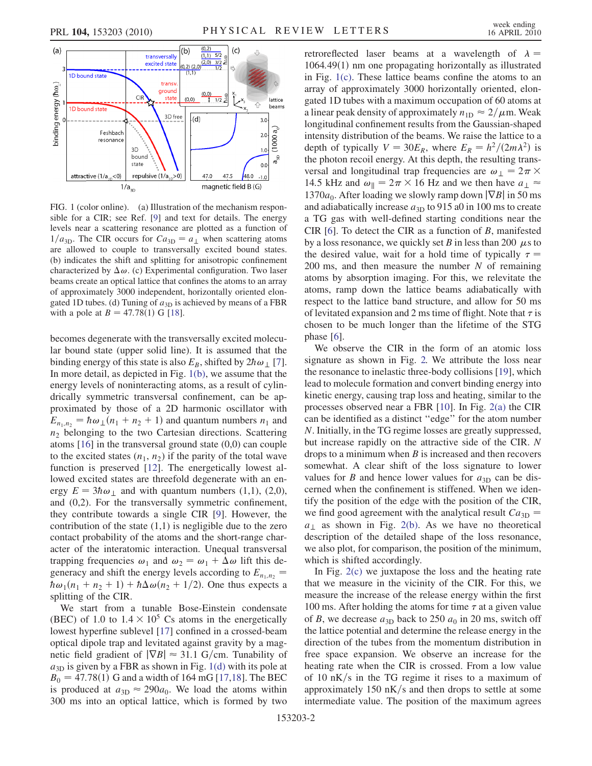FIG. 1 (color online). (a) Illustration of the mechanism responsible for a CIR; see Ref. [9] and text for details. The energy levels near a scattering resonance are plotted as a function of $1/a_{3D}$. The CIR occurs for $Ca_{3D} = a_{\perp}$ when scattering atoms are allowed to couple to transversally excited bound states. (b) indicates the shift and splitting for anisotropic confinement characterized by $\Delta\omega$. (c) Experimental configuration. Two laser beams create an optical lattice that confines the atoms to an array of approximately 3000 independent, horizontally oriented elongated 1D tubes. (d) Tuning of $a_{3D}$ is achieved by means of a FBR with a pole at $B = 47.78(1)$ G [18].

becomes degenerate with the transversally excited molecular bound state (upper solid line). It is assumed that the binding energy of this state is also $E_B$, shifted by $2\hbar\omega_{\perp}$ [7]. In more detail, as depicted in Fig. 1(b), we assume that the energy levels of noninteracting atoms, as a result of cylindrically symmetric transversal confinement, can be approximated by those of a 2D harmonic oscillator with $E_{n_1,n_2} = \hbar\omega_{\perp}(n_1 + n_2 + 1)$ and quantum numbers $n_1$ and $n_2$ belonging to the two Cartesian directions. Scattering atoms [16] in the transversal ground state (0,0) can couple to the excited states $(n_1, n_2)$ if the parity of the total wave function is preserved [12]. The energetically lowest allowed excited states are threefold degenerate with an energy $E = 3\hbar\omega_{\perp}$ and with quantum numbers (1,1), (2,0), and (0,2). For the transversally symmetric confinement, they contribute towards a single CIR [9]. However, the contribution of the state (1,1) is negligible due to the zero contact probability of the atoms and the short-range character of the interatomic interaction. Unequal transversal trapping frequencies $\omega_1$ and $\omega_2 = \omega_1 + \Delta\omega$ lift this degeneracy and shift the energy levels according to $E_{n_1,n_2} = \hbar\omega_1(n_1 + n_2 + 1) + \hbar\Delta\omega(n_2 + 1/2)$. One thus expects a splitting of the CIR.

We start from a tunable Bose-Einstein condensate (BEC) of 1.0 to $1.4 \times 10^5$ Cs atoms in the energetically lowest hyperfine sublevel [17] confined in a crossed-beam optical dipole trap and levitated against gravity by a magnetic field gradient of $|\nabla B| \approx 31.1$ G/cm. Tunability of $a_{3D}$ is given by a FBR as shown in Fig. 1(d) with its pole at $B_0 = 47.78(1)$ G and a width of 164 mG [17,18]. The BEC is produced at $a_{3D} \approx 290a_0$. We load the atoms within 300 ms into an optical lattice, which is formed by two retroreflected laser beams at a wavelength of $\lambda = 1064.49(1)$ nm one propagating horizontally as illustrated in Fig. 1(c). These lattice beams confine the atoms to an array of approximately 3000 horizontally oriented, elongated 1D tubes with a maximum occupation of 60 atoms at a linear peak density of approximately $n_{1D} \approx 2/\mu$m. Weak longitudinal confinement results from the Gaussian-shaped intensity distribution of the beams. We raise the lattice to a depth of typically $V = 30E_R$, where $E_R = h^2/(2m\lambda^2)$ is the photon recoil energy. At this depth, the resulting transversal and longitudinal trap frequencies are $\omega_{\perp} = 2\pi \times 14.5$ kHz and $\omega_{\parallel} = 2\pi \times 16$ Hz and we then have $a_{\perp} \approx 1370a_0$. After loading we slowly ramp down $|\nabla B|$ in 50 ms and adiabatically increase $a_{3D}$ to 915 a0 in 100 ms to create a TG gas with well-defined starting conditions near the CIR [6]. To detect the CIR as a function of $B$, manifested by a loss resonance, we quickly set $B$ in less than 200 $\mu$s to the desired value, wait for a hold time of typically $\tau = 200$ ms, and then measure the number $N$ of remaining atoms by absorption imaging. For this, we relevitate the atoms, ramp down the lattice beams adiabatically with respect to the lattice band structure, and allow for 50 ms of levitated expansion and 2 ms time of flight. Note that $\tau$ is chosen to be much longer than the lifetime of the STG phase [6].

We observe the CIR in the form of an atomic loss signature as shown in Fig. 2. We attribute the loss near the resonance to inelastic three-body collisions [19], which lead to molecule formation and convert binding energy into kinetic energy, causing trap loss and heating, similar to the processes observed near a FBR [10]. In Fig. 2(a) the CIR can be identified as a distinct "edge" for the atom number $N$. Initially, in the TG regime losses are greatly suppressed, but increase rapidly on the attractive side of the CIR. $N$ drops to a minimum when $B$ is increased and then recovers somewhat. A clear shift of the loss signature to lower values for $B$ and hence lower values for $a_{3D}$ can be discerned when the confinement is stiffened. When we identify the position of the edge with the position of the CIR, we find good agreement with the analytical result $Ca_{3D} = a_{\perp}$ as shown in Fig. 2(b). As we have no theoretical description of the detailed shape of the loss resonance, we also plot, for comparison, the position of the minimum, which is shifted accordingly.

In Fig. 2(c) we juxtapose the loss and the heating rate that we measure in the vicinity of the CIR. For this, we measure the increase of the release energy within the first 100 ms. After holding the atoms for time $\tau$ at a given value of $B$, we decrease $a_{3D}$ back to 250 $a_0$ in 20 ms, switch off the lattice potential and determine the release energy in the direction of the tubes from the momentum distribution in free space expansion. We observe an increase for the heating rate when the CIR is crossed. From a low value of 10 nK/s in the TG regime it rises to a maximum of approximately 150 nK/s and then drops to settle at some intermediate value. The position of the maximum agrees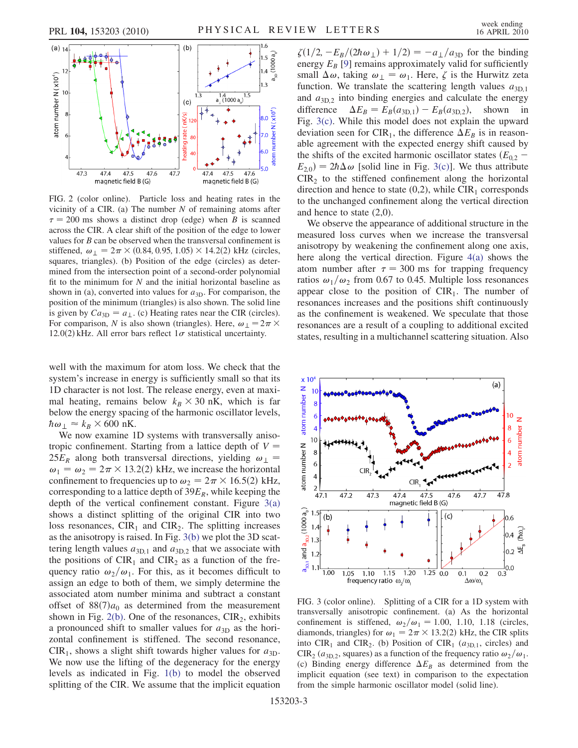FIG. 2 (color online). Particle loss and heating rates in the vicinity of a CIR. (a) The number $N$ of remaining atoms after $\tau = 200$ ms shows a distinct drop (edge) when $B$ is scanned across the CIR. A clear shift of the position of the edge to lower values for $B$ can be observed when the transversal confinement is stiffened, $\omega_\perp = 2\pi \times (0.84, 0.95, 1.05) \times 14.2(2)$ kHz (circles, squares, triangles). (b) Position of the edge (circles) as determined from the intersection point of a second-order polynomial fit to the minimum for $N$ and the initial horizontal baseline as shown in (a), converted into values for $a_{3D}$. For comparison, the position of the minimum (triangles) is also shown. The solid line is given by $Ca_{3D} = a_\perp$. (c) Heating rates near the CIR (circles). For comparison, $N$ is also shown (triangles). Here, $\omega_\perp = 2\pi \times 12.0(2)$ kHz. All error bars reflect $1\sigma$ statistical uncertainty.

well with the maximum for atom loss. We check that the system's increase in energy is sufficiently small so that its 1D character is not lost. The release energy, even at maximal heating, remains below $k_B \times 30$ nK, which is far below the energy spacing of the harmonic oscillator levels, $\hbar\omega_\perp \approx k_B \times 600$ nK.

We now examine 1D systems with transversally anisotropic confinement. Starting from a lattice depth of $V = 25E_R$ along both transversal directions, yielding $\omega_\perp = \omega_1 = \omega_2 = 2\pi \times 13.2(2)$ kHz, we increase the horizontal confinement to frequencies up to $\omega_2 = 2\pi \times 16.5(2)$ kHz, corresponding to a lattice depth of $39E_R$, while keeping the depth of the vertical confinement constant. Figure 3(a) shows a distinct splitting of the original CIR into two loss resonances, $\text{CIR}_1$ and $\text{CIR}_2$. The splitting increases as the anisotropy is raised. In Fig. 3(b) we plot the 3D scattering length values $a_{3D,1}$ and $a_{3D,2}$ that we associate with the positions of $\text{CIR}_1$ and $\text{CIR}_2$ as a function of the frequency ratio $\omega_2/\omega_1$. For this, as it becomes difficult to assign an edge to both of them, we simply determine the associated atom number minima and subtract a constant offset of $88(7)a_0$ as determined from the measurement shown in Fig. 2(b). One of the resonances, $\text{CIR}_2$, exhibits a pronounced shift to smaller values for $a_{3D}$ as the horizontal confinement is stiffened. The second resonance, $\text{CIR}_1$, shows a slight shift towards higher values for $a_{3D}$. We now use the lifting of the degeneracy for the energy levels as indicated in Fig. 1(b) to model the observed splitting of the CIR. We assume that the implicit equation $\zeta(1/2, -E_B/(2\hbar\omega_\perp) + 1/2) = -a_\perp/a_{3D}$ for the binding energy $E_B$ [9] remains approximately valid for sufficiently small $\Delta\omega$, taking $\omega_\perp = \omega_1$. Here, $\zeta$ is the Hurwitz zeta function. We translate the scattering length values $a_{3D,1}$ and $a_{3D,2}$ into binding energies and calculate the energy difference $\Delta E_B = E_B(a_{3D,1}) - E_B(a_{3D,2})$, shown in Fig. 3(c). While this model does not explain the upward deviation seen for $\text{CIR}_1$, the difference $\Delta E_B$ is in reasonable agreement with the expected energy shift caused by the shifts of the excited harmonic oscillator states $(E_{0,2} - E_{2,0}) = 2\hbar\Delta\omega$ [solid line in Fig. 3(c)]. We thus attribute $\text{CIR}_2$ to the stiffened confinement along the horizontal direction and hence to state (0,2), while $\text{CIR}_1$ corresponds to the unchanged confinement along the vertical direction and hence to state (2,0).

We observe the appearance of additional structure in the measured loss curves when we increase the transversal anisotropy by weakening the confinement along one axis, here along the vertical direction. Figure 4(a) shows the atom number after $\tau = 300$ ms for trapping frequency ratios $\omega_1/\omega_2$ from 0.67 to 0.45. Multiple loss resonances appear close to the position of $\text{CIR}_1$. The number of resonances increases and the positions shift continuously as the confinement is weakened. We speculate that those resonances are a result of a coupling to additional excited states, resulting in a multichannel scattering situation. Also

FIG. 3 (color online). Splitting of a CIR for a 1D system with transversally anisotropic confinement. (a) As the horizontal confinement is stiffened, $\omega_2/\omega_1 = 1.00, 1.10, 1.18$ (circles, diamonds, triangles) for $\omega_1 = 2\pi \times 13.2(2)$ kHz, the CIR splits into $\text{CIR}_1$ and $\text{CIR}_2$. (b) Position of $\text{CIR}_1$ ($a_{3D,1}$, circles) and $\text{CIR}_2$ ($a_{3D,2}$, squares) as a function of the frequency ratio $\omega_2/\omega_1$. (c) Binding energy difference $\Delta E_B$ as determined from the implicit equation (see text) in comparison to the expectation from the simple harmonic oscillator model (solid line).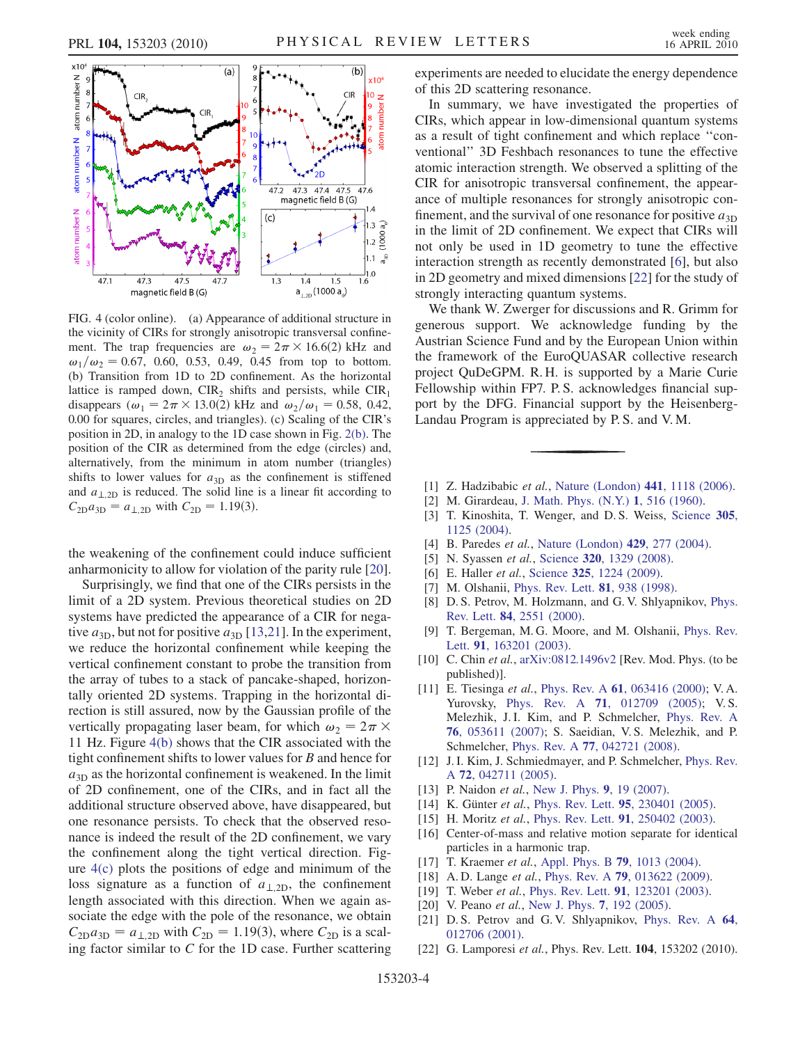x10⁴

(a)

atom number N

CIR₂

CIR₁

atom number N

atom number N

47.1 47.3 47.5 47.7

magnetic field B (G)

(b)

x10⁴

CIR

2D

atom number N

47.2 47.3 47.4 47.5 47.6

magnetic field B (G)

(c)

$a_{3D}$ (1000 $a_0$)

1.3 1.4 1.5 1.6

$a_{\perp,2D}$ (1000 $a_0$)

FIG. 4 (color online). (a) Appearance of additional structure in the vicinity of CIRs for strongly anisotropic transversal confinement. The trap frequencies are $\omega_2 = 2\pi \times 16.6(2)$ kHz and $\omega_1/\omega_2 = 0.67$, 0.60, 0.53, 0.49, 0.45 from top to bottom. (b) Transition from 1D to 2D confinement. As the horizontal lattice is ramped down, CIR$_2$ shifts and persists, while CIR$_1$ disappears ($\omega_1 = 2\pi \times 13.0(2)$ kHz and $\omega_2/\omega_1 = 0.58$, 0.42, 0.00 for squares, circles, and triangles). (c) Scaling of the CIR's position in 2D, in analogy to the 1D case shown in Fig. 2(b). The position of the CIR as determined from the edge (circles) and, alternatively, from the minimum in atom number (triangles) shifts to lower values for $a_{3D}$ as the confinement is stiffened and $a_{\perp,2D}$ is reduced. The solid line is a linear fit according to $C_{2D}a_{3D} = a_{\perp,2D}$ with $C_{2D} = 1.19(3)$.

the weakening of the confinement could induce sufficient anharmonicity to allow for violation of the parity rule [20].

Surprisingly, we find that one of the CIRs persists in the limit of a 2D system. Previous theoretical studies on 2D systems have predicted the appearance of a CIR for negative $a_{3D}$, but not for positive $a_{3D}$ [13,21]. In the experiment, we reduce the horizontal confinement while keeping the vertical confinement constant to probe the transition from the array of tubes to a stack of pancake-shaped, horizontally oriented 2D systems. Trapping in the horizontal direction is still assured, now by the Gaussian profile of the vertically propagating laser beam, for which $\omega_2 = 2\pi \times 11$ Hz. Figure 4(b) shows that the CIR associated with the tight confinement shifts to lower values for $B$ and hence for $a_{3D}$ as the horizontal confinement is weakened. In the limit of 2D confinement, one of the CIRs, and in fact all the additional structure observed above, have disappeared, but one resonance persists. To check that the observed resonance is indeed the result of the 2D confinement, we vary the confinement along the tight vertical direction. Figure 4(c) plots the positions of edge and minimum of the loss signature as a function of $a_{\perp,2D}$, the confinement length associated with this direction. When we again associate the edge with the pole of the resonance, we obtain $C_{2D}a_{3D} = a_{\perp,2D}$ with $C_{2D} = 1.19(3)$, where $C_{2D}$ is a scaling factor similar to $C$ for the 1D case. Further scattering experiments are needed to elucidate the energy dependence of this 2D scattering resonance.

In summary, we have investigated the properties of CIRs, which appear in low-dimensional quantum systems as a result of tight confinement and which replace "conventional" 3D Feshbach resonances to tune the effective atomic interaction strength. We observed a splitting of the CIR for anisotropic transversal confinement, the appearance of multiple resonances for strongly anisotropic confinement, and the survival of one resonance for positive $a_{3D}$ in the limit of 2D confinement. We expect that CIRs will not only be used in 1D geometry to tune the effective interaction strength as recently demonstrated [6], but also in 2D geometry and mixed dimensions [22] for the study of strongly interacting quantum systems.

We thank W. Zwerger for discussions and R. Grimm for generous support. We acknowledge funding by the Austrian Science Fund and by the European Union within the framework of the EuroQUASAR collective research project QuDeGPM. R. H. is supported by a Marie Curie Fellowship within FP7. P. S. acknowledges financial support by the DFG. Financial support by the Heisenberg-Landau Program is appreciated by P. S. and V. M.

---

[1] Z. Hadzibabic *et al.*, Nature (London) **441**, 1118 (2006).
[2] M. Girardeau, J. Math. Phys. (N.Y.) **1**, 516 (1960).
[3] T. Kinoshita, T. Wenger, and D. S. Weiss, Science **305**, 1125 (2004).
[4] B. Paredes *et al.*, Nature (London) **429**, 277 (2004).
[5] N. Syassen *et al.*, Science **320**, 1329 (2008).
[6] E. Haller *et al.*, Science **325**, 1224 (2009).
[7] M. Olshanii, Phys. Rev. Lett. **81**, 938 (1998).
[8] D. S. Petrov, M. Holzmann, and G. V. Shlyapnikov, Phys. Rev. Lett. **84**, 2551 (2000).
[9] T. Bergeman, M. G. Moore, and M. Olshanii, Phys. Rev. Lett. **91**, 163201 (2003).
[10] C. Chin *et al.*, arXiv:0812.1496v2 [Rev. Mod. Phys. (to be published)].
[11] E. Tiesinga *et al.*, Phys. Rev. A **61**, 063416 (2000); V. A. Yurovsky, Phys. Rev. A **71**, 012709 (2005); V. S. Melezhik, J. I. Kim, and P. Schmelcher, Phys. Rev. A **76**, 053611 (2007); S. Saeidian, V. S. Melezhik, and P. Schmelcher, Phys. Rev. A **77**, 042721 (2008).
[12] J. I. Kim, J. Schmiedmayer, and P. Schmelcher, Phys. Rev. A **72**, 042711 (2005).
[13] P. Naidon *et al.*, New J. Phys. **9**, 19 (2007).
[14] K. Günter *et al.*, Phys. Rev. Lett. **95**, 230401 (2005).
[15] H. Moritz *et al.*, Phys. Rev. Lett. **91**, 250402 (2003).
[16] Center-of-mass and relative motion separate for identical particles in a harmonic trap.
[17] T. Kraemer *et al.*, Appl. Phys. B **79**, 1013 (2004).
[18] A. D. Lange *et al.*, Phys. Rev. A **79**, 013622 (2009).
[19] T. Weber *et al.*, Phys. Rev. Lett. **91**, 123201 (2003).
[20] V. Peano *et al.*, New J. Phys. **7**, 192 (2005).
[21] D. S. Petrov and G. V. Shlyapnikov, Phys. Rev. A **64**, 012706 (2001).
[22] G. Lamporesi *et al.*, Phys. Rev. Lett. **104**, 153202 (2010).